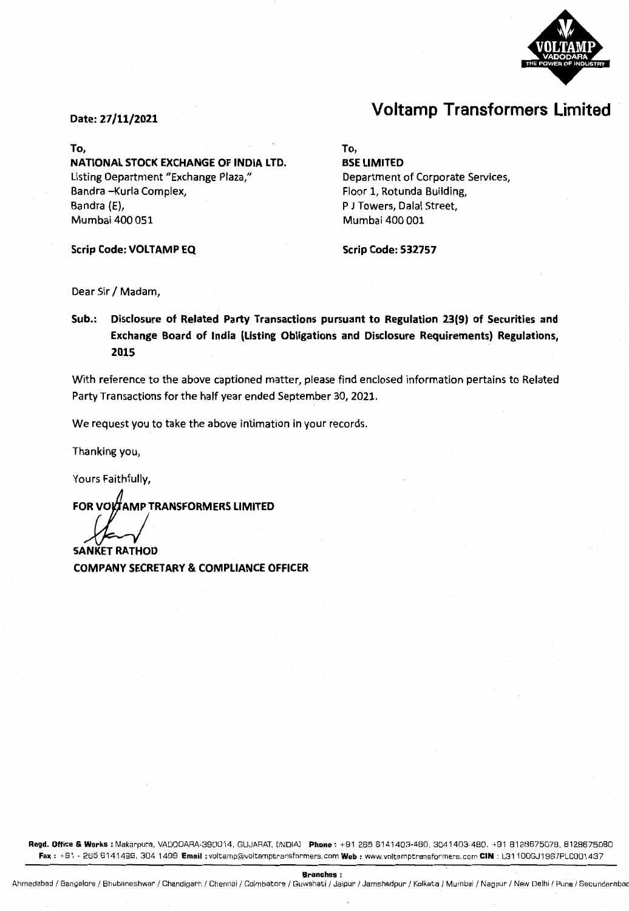# Voltamp Transformers Limited

**Date: 27/11/2021**

| To, | To, |
|---|---|
| **NATIONAL STOCK EXCHANGE OF INDIA LTD.** | **BSE LIMITED** |
| Listing Department "Exchange Plaza," | Department of Corporate Services, |
| Bandra –Kurla Complex, | Floor 1, Rotunda Building, |
| Bandra (E), | P J Towers, Dalal Street, |
| Mumbai 400 051 | Mumbai 400 001 |
| **Scrip Code: VOLTAMP EQ** | **Scrip Code: 532757** |

Dear Sir / Madam,

**Sub.: Disclosure of Related Party Transactions pursuant to Regulation 23(9) of Securities and Exchange Board of India (Listing Obligations and Disclosure Requirements) Regulations, 2015**

With reference to the above captioned matter, please find enclosed information pertains to Related Party Transactions for the half year ended September 30, 2021.

We request you to take the above intimation in your records.

Thanking you,

Yours Faithfully,

**FOR VOLTAMP TRANSFORMERS LIMITED**

**SANKET RATHOD**
**COMPANY SECRETARY & COMPLIANCE OFFICER**

**Regd. Office & Works :** Makarpura, VADODARA-390014, GUJARAT, (INDIA) **Phone :** +91 265 6141403-480, 3041403-480, +91 8128675078, 8128675080
**Fax :** +91 - 265 6141499, 304 1499 **Email :** voltamp@voltamptransformers.com **Web :** www.voltamptransformers.com **CIN :** L31100GJ1967PLC001437

**Branches :**
Ahmedabad / Bangalore / Bhubaneshwar / Chandigarh / Chennai / Coimbatore / Guwahati / Jaipur / Jamshedpur / Kolkata / Mumbai / Nagpur / New Delhi / Pune / Secunderabad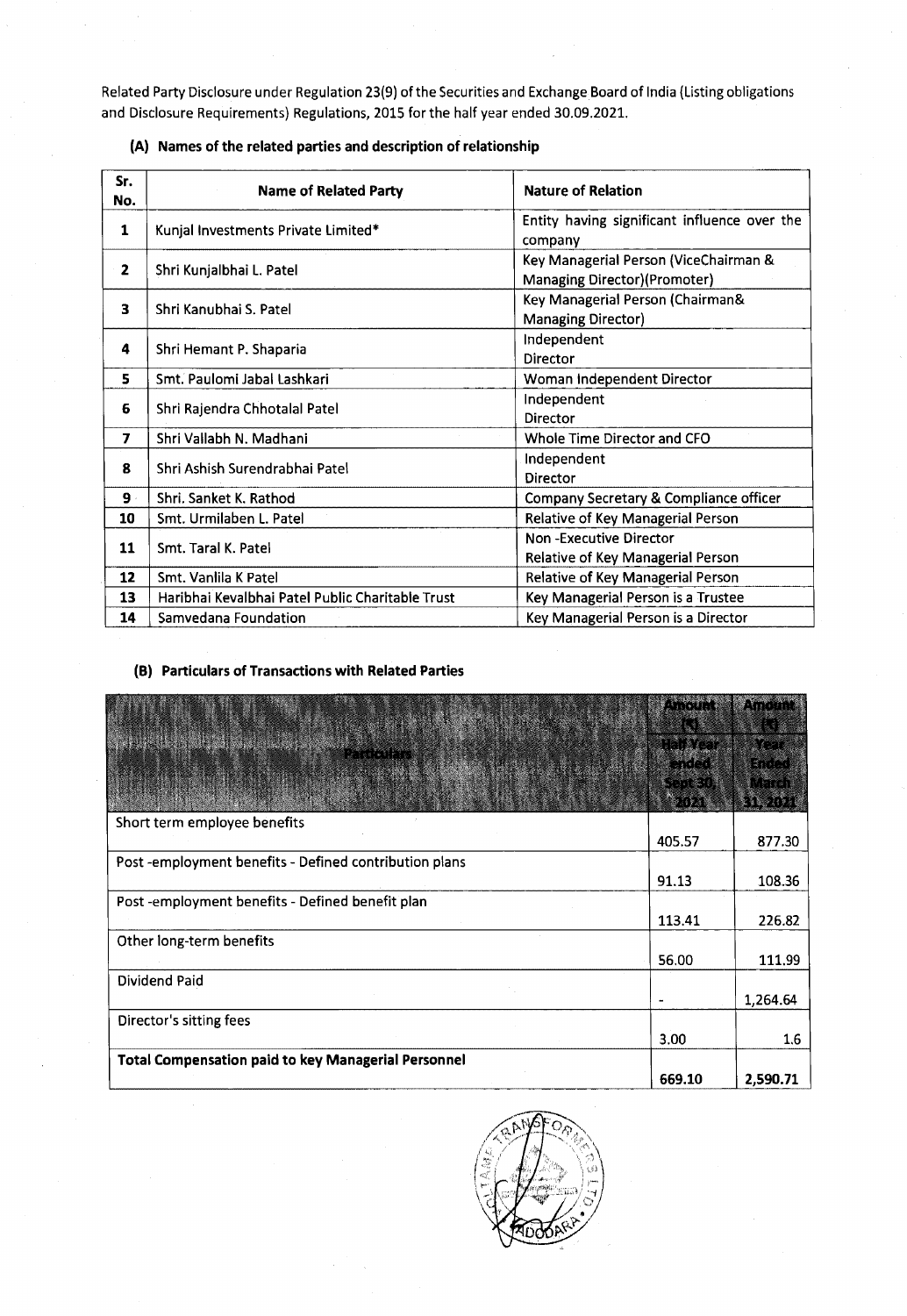Related Party Disclosure under Regulation 23(9) of the Securities and Exchange Board of India (Listing obligations and Disclosure Requirements) Regulations, 2015 for the half year ended 30.09.2021.

### (A) Names of the related parties and description of relationship

| Sr. No. | Name of Related Party | Nature of Relation |
|---|---|---|
| 1 | Kunjal Investments Private Limited* | Entity having significant influence over the company |
| 2 | Shri Kunjalbhai L. Patel | Key Managerial Person (ViceChairman & Managing Director)(Promoter) |
| 3 | Shri Kanubhai S. Patel | Key Managerial Person (Chairman& Managing Director) |
| 4 | Shri Hemant P. Shaparia | Independent Director |
| 5 | Smt. Paulomi Jabal Lashkari | Woman Independent Director |
| 6 | Shri Rajendra Chhotalal Patel | Independent Director |
| 7 | Shri Vallabh N. Madhani | Whole Time Director and CFO |
| 8 | Shri Ashish Surendrabhai Patel | Independent Director |
| 9 | Shri. Sanket K. Rathod | Company Secretary & Compliance officer |
| 10 | Smt. Urmilaben L. Patel | Relative of Key Managerial Person |
| 11 | Smt. Taral K. Patel | Non -Executive Director<br>Relative of Key Managerial Person |
| 12 | Smt. Vanlila K Patel | Relative of Key Managerial Person |
| 13 | Haribhai Kevalbhai Patel Public Charitable Trust | Key Managerial Person is a Trustee |
| 14 | Samvedana Foundation | Key Managerial Person is a Director |

### (B) Particulars of Transactions with Related Parties

| Particulars | Amount (₹) Half Year ended Sept 30, 2021 | Amount (₹) Year Ended March 31, 2021 |
|---|---|---|
| Short term employee benefits | 405.57 | 877.30 |
| Post -employment benefits - Defined contribution plans | 91.13 | 108.36 |
| Post -employment benefits - Defined benefit plan | 113.41 | 226.82 |
| Other long-term benefits | 56.00 | 111.99 |
| Dividend Paid | - | 1,264.64 |
| Director's sitting fees | 3.00 | 1.6 |
| **Total Compensation paid to key Managerial Personnel** | 669.10 | 2,590.71 |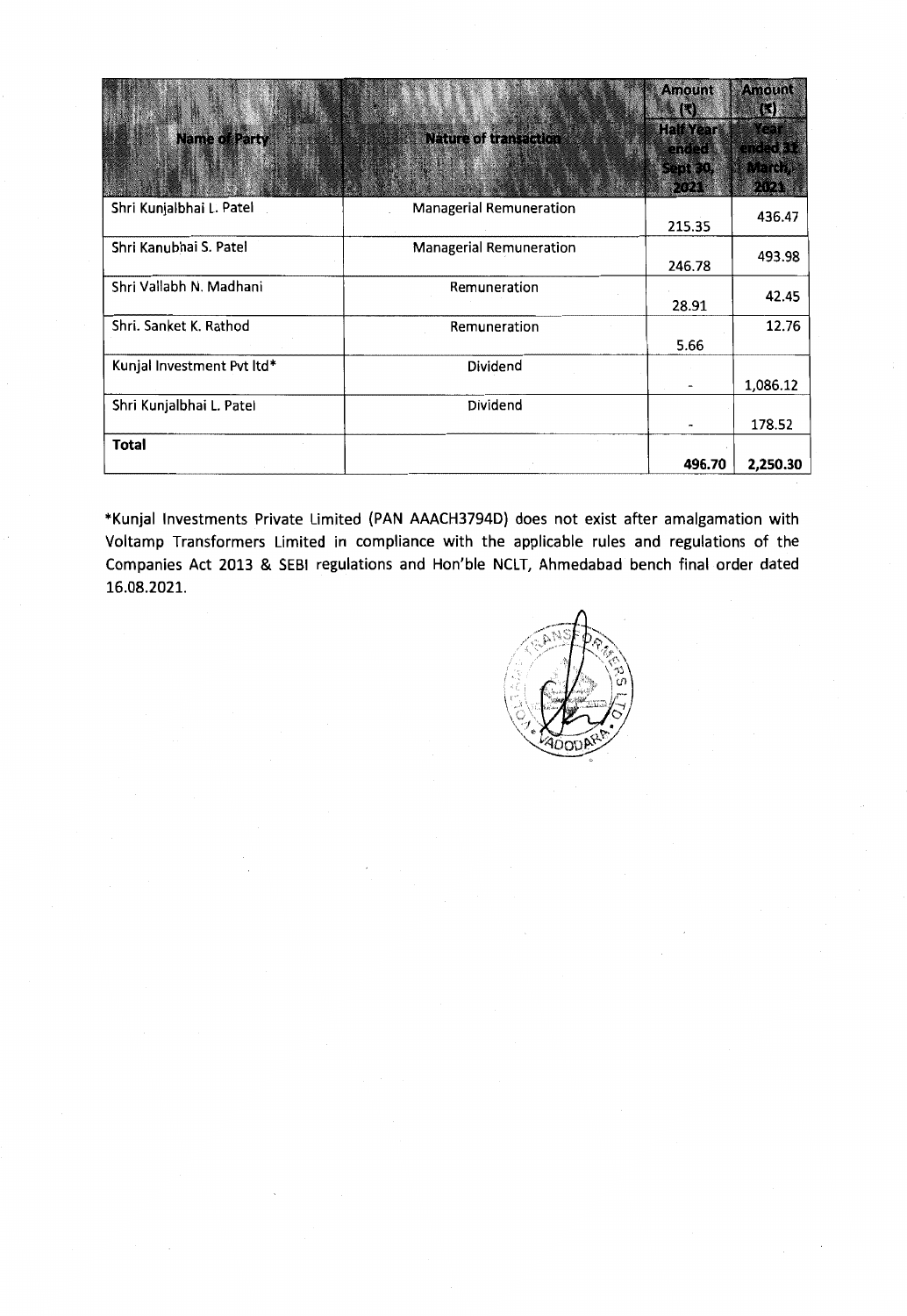| Name of Party | Nature of transaction | Amount (₹) Half Year ended Sept 30, 2021 | Amount (₹) Year ended 31 March, 2021 |
|---|---|---|---|
| Shri Kunjalbhai L. Patel | Managerial Remuneration | 215.35 | 436.47 |
| Shri Kanubhai S. Patel | Managerial Remuneration | 246.78 | 493.98 |
| Shri Vallabh N. Madhani | Remuneration | 28.91 | 42.45 |
| Shri. Sanket K. Rathod | Remuneration | 5.66 | 12.76 |
| Kunjal Investment Pvt ltd* | Dividend | - | 1,086.12 |
| Shri Kunjalbhai L. Patel | Dividend | - | 178.52 |
| **Total** | | **496.70** | **2,250.30** |

*Kunjal Investments Private Limited (PAN AAACH3794D) does not exist after amalgamation with Voltamp Transformers Limited in compliance with the applicable rules and regulations of the Companies Act 2013 & SEBI regulations and Hon'ble NCLT, Ahmedabad bench final order dated 16.08.2021.